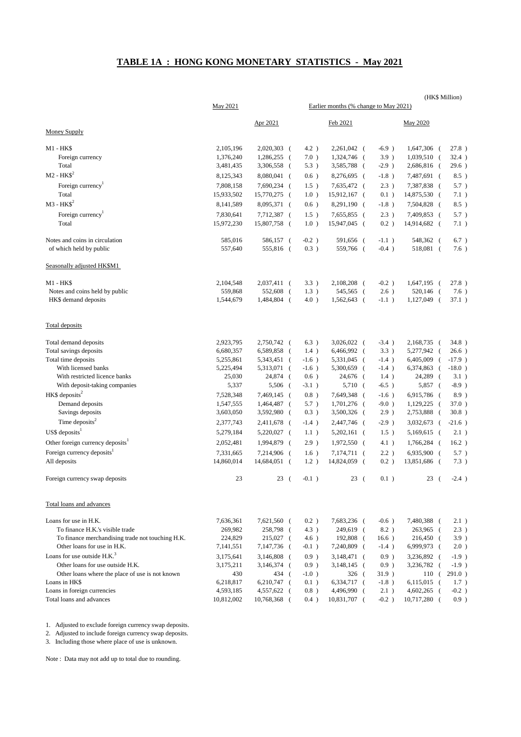# TABLE 1A : HONG KONG MONETARY STATISTICS - May 2021

(HK$ Million)

| | May 2021 | Earlier months (% change to May 2021) | | | | | |
|---|---|---|---|---|---|---|---|
| | | Apr 2021 | | Feb 2021 | | May 2020 | |
| **Money Supply** | | | | | | | |
| M1 - HK$ | 2,105,196 | 2,020,303 | ( 4.2 ) | 2,261,042 | ( -6.9 ) | 1,647,306 | ( 27.8 ) |
| Foreign currency | 1,376,240 | 1,286,255 | ( 7.0 ) | 1,324,746 | ( 3.9 ) | 1,039,510 | ( 32.4 ) |
| Total | 3,481,435 | 3,306,558 | ( 5.3 ) | 3,585,788 | ( -2.9 ) | 2,686,816 | ( 29.6 ) |
| M2 - HK$[2] | 8,125,343 | 8,080,041 | ( 0.6 ) | 8,276,695 | ( -1.8 ) | 7,487,691 | ( 8.5 ) |
| Foreign currency[1] | 7,808,158 | 7,690,234 | ( 1.5 ) | 7,635,472 | ( 2.3 ) | 7,387,838 | ( 5.7 ) |
| Total | 15,933,502 | 15,770,275 | ( 1.0 ) | 15,912,167 | ( 0.1 ) | 14,875,530 | ( 7.1 ) |
| M3 - HK$[2] | 8,141,589 | 8,095,371 | ( 0.6 ) | 8,291,190 | ( -1.8 ) | 7,504,828 | ( 8.5 ) |
| Foreign currency[1] | 7,830,641 | 7,712,387 | ( 1.5 ) | 7,655,855 | ( 2.3 ) | 7,409,853 | ( 5.7 ) |
| Total | 15,972,230 | 15,807,758 | ( 1.0 ) | 15,947,045 | ( 0.2 ) | 14,914,682 | ( 7.1 ) |
| Notes and coins in circulation | 585,016 | 586,157 | ( -0.2 ) | 591,656 | ( -1.1 ) | 548,362 | ( 6.7 ) |
| of which held by public | 557,640 | 555,816 | ( 0.3 ) | 559,766 | ( -0.4 ) | 518,081 | ( 7.6 ) |
| **Seasonally adjusted HK$M1** | | | | | | | |
| M1 - HK$ | 2,104,548 | 2,037,411 | ( 3.3 ) | 2,108,208 | ( -0.2 ) | 1,647,195 | ( 27.8 ) |
| Notes and coins held by public | 559,868 | 552,608 | ( 1.3 ) | 545,565 | ( 2.6 ) | 520,146 | ( 7.6 ) |
| HK$ demand deposits | 1,544,679 | 1,484,804 | ( 4.0 ) | 1,562,643 | ( -1.1 ) | 1,127,049 | ( 37.1 ) |
| **Total deposits** | | | | | | | |
| Total demand deposits | 2,923,795 | 2,750,742 | ( 6.3 ) | 3,026,022 | ( -3.4 ) | 2,168,735 | ( 34.8 ) |
| Total savings deposits | 6,680,357 | 6,589,858 | ( 1.4 ) | 6,466,992 | ( 3.3 ) | 5,277,942 | ( 26.6 ) |
| Total time deposits | 5,255,861 | 5,343,451 | ( -1.6 ) | 5,331,045 | ( -1.4 ) | 6,405,009 | ( -17.9 ) |
| With licensed banks | 5,225,494 | 5,313,071 | ( -1.6 ) | 5,300,659 | ( -1.4 ) | 6,374,863 | ( -18.0 ) |
| With restricted licence banks | 25,030 | 24,874 | ( 0.6 ) | 24,676 | ( 1.4 ) | 24,289 | ( 3.1 ) |
| With deposit-taking companies | 5,337 | 5,506 | ( -3.1 ) | 5,710 | ( -6.5 ) | 5,857 | ( -8.9 ) |
| HK$ deposits[2] | 7,528,348 | 7,469,145 | ( 0.8 ) | 7,649,348 | ( -1.6 ) | 6,915,786 | ( 8.9 ) |
| Demand deposits | 1,547,555 | 1,464,487 | ( 5.7 ) | 1,701,276 | ( -9.0 ) | 1,129,225 | ( 37.0 ) |
| Savings deposits | 3,603,050 | 3,592,980 | ( 0.3 ) | 3,500,326 | ( 2.9 ) | 2,753,888 | ( 30.8 ) |
| Time deposits[2] | 2,377,743 | 2,411,678 | ( -1.4 ) | 2,447,746 | ( -2.9 ) | 3,032,673 | ( -21.6 ) |
| US$ deposits[1] | 5,279,184 | 5,220,027 | ( 1.1 ) | 5,202,161 | ( 1.5 ) | 5,169,615 | ( 2.1 ) |
| Other foreign currency deposits[1] | 2,052,481 | 1,994,879 | ( 2.9 ) | 1,972,550 | ( 4.1 ) | 1,766,284 | ( 16.2 ) |
| Foreign currency deposits[1] | 7,331,665 | 7,214,906 | ( 1.6 ) | 7,174,711 | ( 2.2 ) | 6,935,900 | ( 5.7 ) |
| All deposits | 14,860,014 | 14,684,051 | ( 1.2 ) | 14,824,059 | ( 0.2 ) | 13,851,686 | ( 7.3 ) |
| Foreign currency swap deposits | 23 | 23 | ( -0.1 ) | 23 | ( 0.1 ) | 23 | ( -2.4 ) |
| **Total loans and advances** | | | | | | | |
| Loans for use in H.K. | 7,636,361 | 7,621,560 | ( 0.2 ) | 7,683,236 | ( -0.6 ) | 7,480,388 | ( 2.1 ) |
| To finance H.K.'s visible trade | 269,982 | 258,798 | ( 4.3 ) | 249,619 | ( 8.2 ) | 263,965 | ( 2.3 ) |
| To finance merchandising trade not touching H.K. | 224,829 | 215,027 | ( 4.6 ) | 192,808 | ( 16.6 ) | 216,450 | ( 3.9 ) |
| Other loans for use in H.K. | 7,141,551 | 7,147,736 | ( -0.1 ) | 7,240,809 | ( -1.4 ) | 6,999,973 | ( 2.0 ) |
| Loans for use outside H.K.[3] | 3,175,641 | 3,146,808 | ( 0.9 ) | 3,148,471 | ( 0.9 ) | 3,236,892 | ( -1.9 ) |
| Other loans for use outside H.K. | 3,175,211 | 3,146,374 | ( 0.9 ) | 3,148,145 | ( 0.9 ) | 3,236,782 | ( -1.9 ) |
| Other loans where the place of use is not known | 430 | 434 | ( -1.0 ) | 326 | ( 31.9 ) | 110 | ( 291.0 ) |
| Loans in HK$ | 6,218,817 | 6,210,747 | ( 0.1 ) | 6,334,717 | ( -1.8 ) | 6,115,015 | ( 1.7 ) |
| Loans in foreign currencies | 4,593,185 | 4,557,622 | ( 0.8 ) | 4,496,990 | ( 2.1 ) | 4,602,265 | ( -0.2 ) |
| Total loans and advances | 10,812,002 | 10,768,368 | ( 0.4 ) | 10,831,707 | ( -0.2 ) | 10,717,280 | ( 0.9 ) |

1. Adjusted to exclude foreign currency swap deposits.
2. Adjusted to include foreign currency swap deposits.
3. Including those where place of use is unknown.

Note : Data may not add up to total due to rounding.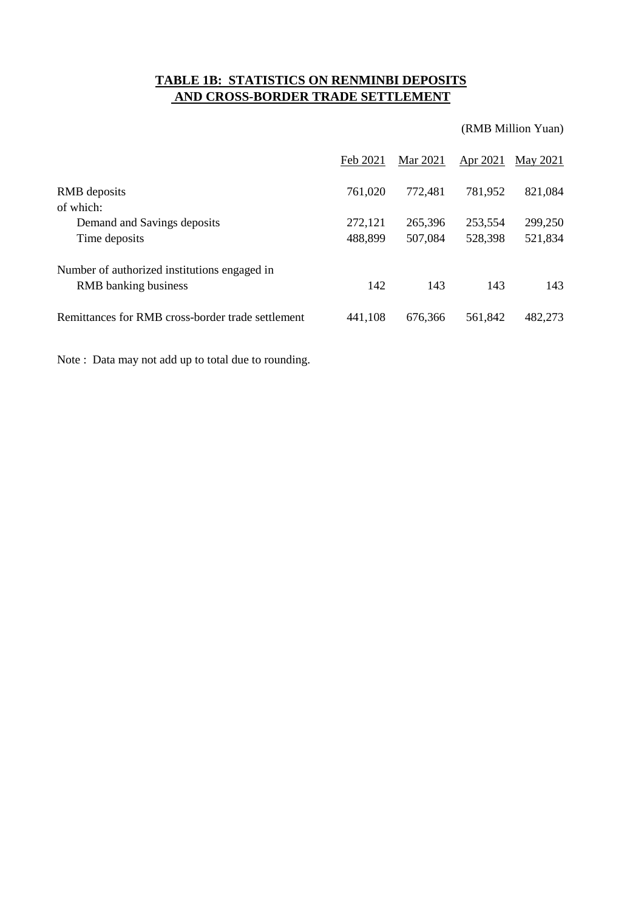## TABLE 1B: STATISTICS ON RENMINBI DEPOSITS AND CROSS-BORDER TRADE SETTLEMENT

(RMB Million Yuan)

| | Feb 2021 | Mar 2021 | Apr 2021 | May 2021 |
|---|---|---|---|---|
| RMB deposits | 761,020 | 772,481 | 781,952 | 821,084 |
| of which: | | | | |
| Demand and Savings deposits | 272,121 | 265,396 | 253,554 | 299,250 |
| Time deposits | 488,899 | 507,084 | 528,398 | 521,834 |
| Number of authorized institutions engaged in RMB banking business | 142 | 143 | 143 | 143 |
| Remittances for RMB cross-border trade settlement | 441,108 | 676,366 | 561,842 | 482,273 |

Note : Data may not add up to total due to rounding.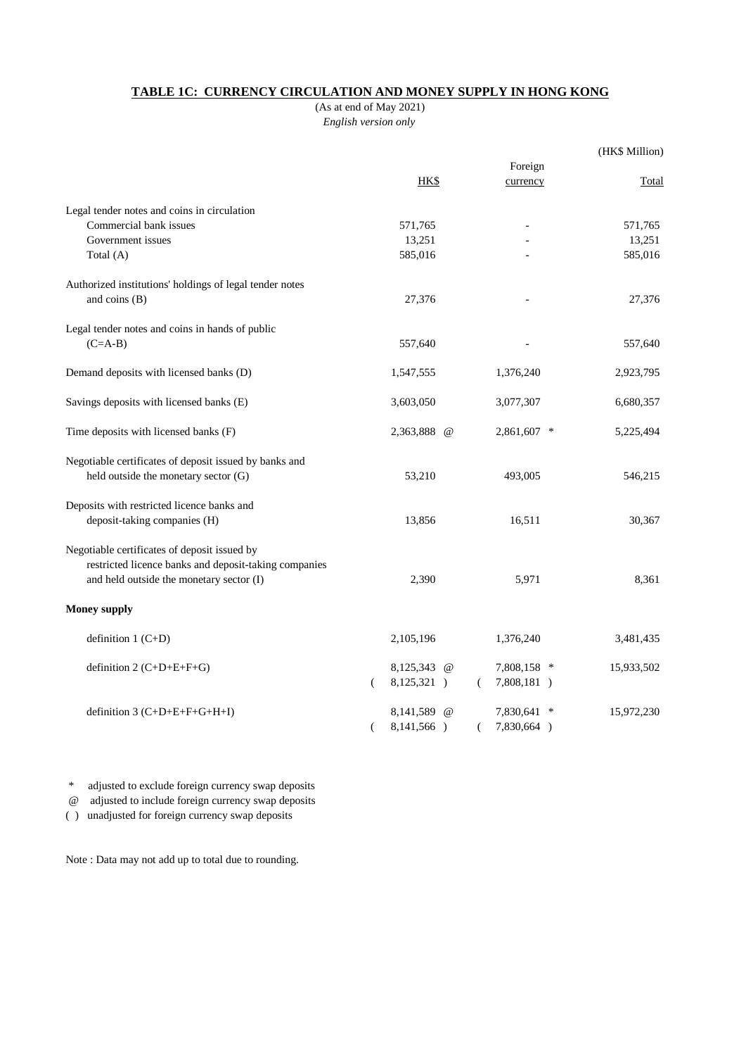**TABLE 1C: CURRENCY CIRCULATION AND MONEY SUPPLY IN HONG KONG**

(As at end of May 2021)

*English version only*

(HK$ Million)

| | HK$ | Foreign currency | Total |
|---|---|---|---|
| Legal tender notes and coins in circulation | | | |
| Commercial bank issues | 571,765 | - | 571,765 |
| Government issues | 13,251 | - | 13,251 |
| Total (A) | 585,016 | - | 585,016 |
| Authorized institutions' holdings of legal tender notes and coins (B) | 27,376 | - | 27,376 |
| Legal tender notes and coins in hands of public (C=A-B) | 557,640 | - | 557,640 |
| Demand deposits with licensed banks (D) | 1,547,555 | 1,376,240 | 2,923,795 |
| Savings deposits with licensed banks (E) | 3,603,050 | 3,077,307 | 6,680,357 |
| Time deposits with licensed banks (F) | 2,363,888 @ | 2,861,607 * | 5,225,494 |
| Negotiable certificates of deposit issued by banks and held outside the monetary sector (G) | 53,210 | 493,005 | 546,215 |
| Deposits with restricted licence banks and deposit-taking companies (H) | 13,856 | 16,511 | 30,367 |
| Negotiable certificates of deposit issued by restricted licence banks and deposit-taking companies and held outside the monetary sector (I) | 2,390 | 5,971 | 8,361 |
| **Money supply** | | | |
| definition 1 (C+D) | 2,105,196 | 1,376,240 | 3,481,435 |
| definition 2 (C+D+E+F+G) | 8,125,343 @ | 7,808,158 * | 15,933,502 |
| | ( 8,125,321 ) | ( 7,808,181 ) | |
| definition 3 (C+D+E+F+G+H+I) | 8,141,589 @ | 7,830,641 * | 15,972,230 |
| | ( 8,141,566 ) | ( 7,830,664 ) | |

\* adjusted to exclude foreign currency swap deposits

@ adjusted to include foreign currency swap deposits

( ) unadjusted for foreign currency swap deposits

Note : Data may not add up to total due to rounding.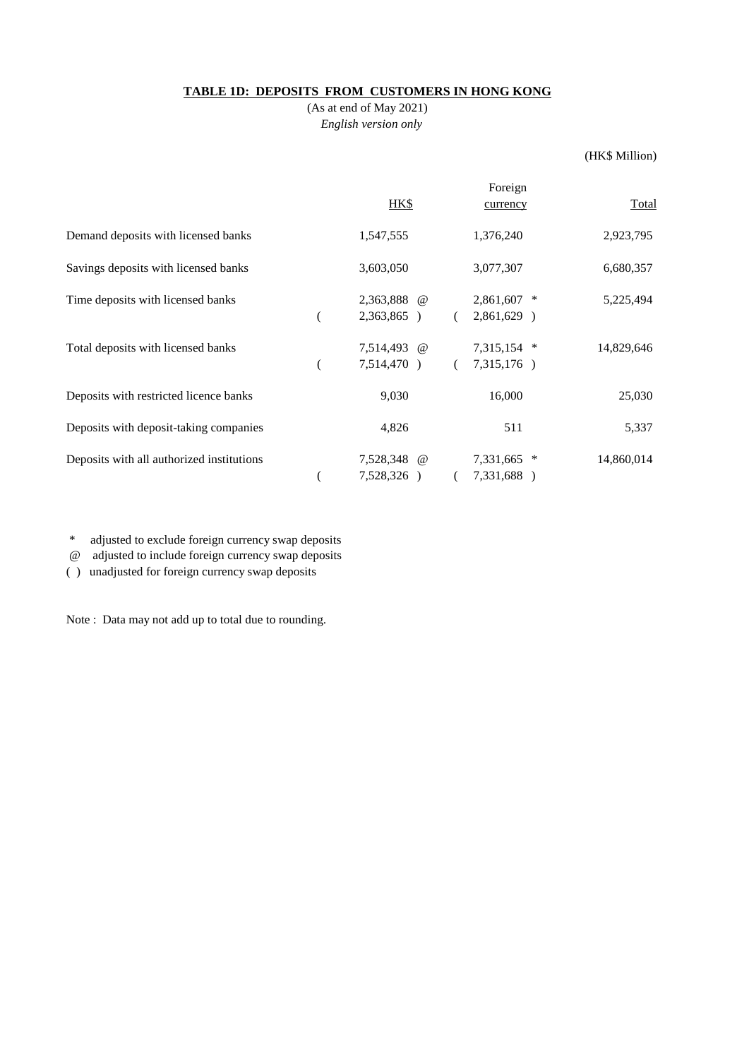**TABLE 1D: DEPOSITS FROM CUSTOMERS IN HONG KONG**

(As at end of May 2021)

*English version only*

(HK$ Million)

| | HK$ | Foreign currency | Total |
|---|---|---|---|
| Demand deposits with licensed banks | 1,547,555 | 1,376,240 | 2,923,795 |
| Savings deposits with licensed banks | 3,603,050 | 3,077,307 | 6,680,357 |
| Time deposits with licensed banks | 2,363,888 @ | 2,861,607 * | 5,225,494 |
| | ( 2,363,865 ) | ( 2,861,629 ) | |
| Total deposits with licensed banks | 7,514,493 @ | 7,315,154 * | 14,829,646 |
| | ( 7,514,470 ) | ( 7,315,176 ) | |
| Deposits with restricted licence banks | 9,030 | 16,000 | 25,030 |
| Deposits with deposit-taking companies | 4,826 | 511 | 5,337 |
| Deposits with all authorized institutions | 7,528,348 @ | 7,331,665 * | 14,860,014 |
| | ( 7,528,326 ) | ( 7,331,688 ) | |

\* adjusted to exclude foreign currency swap deposits

@ adjusted to include foreign currency swap deposits

( ) unadjusted for foreign currency swap deposits

Note : Data may not add up to total due to rounding.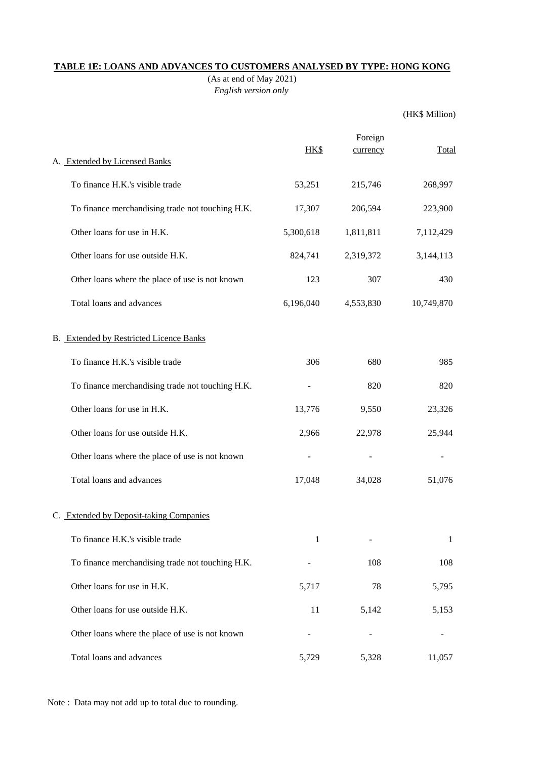**TABLE 1E: LOANS AND ADVANCES TO CUSTOMERS ANALYSED BY TYPE: HONG KONG**

(As at end of May 2021)

*English version only*

(HK$ Million)

| | HK$ | Foreign currency | Total |
|---|---|---|---|
| A. Extended by Licensed Banks | | | |
| To finance H.K.'s visible trade | 53,251 | 215,746 | 268,997 |
| To finance merchandising trade not touching H.K. | 17,307 | 206,594 | 223,900 |
| Other loans for use in H.K. | 5,300,618 | 1,811,811 | 7,112,429 |
| Other loans for use outside H.K. | 824,741 | 2,319,372 | 3,144,113 |
| Other loans where the place of use is not known | 123 | 307 | 430 |
| Total loans and advances | 6,196,040 | 4,553,830 | 10,749,870 |
| B. Extended by Restricted Licence Banks | | | |
| To finance H.K.'s visible trade | 306 | 680 | 985 |
| To finance merchandising trade not touching H.K. | - | 820 | 820 |
| Other loans for use in H.K. | 13,776 | 9,550 | 23,326 |
| Other loans for use outside H.K. | 2,966 | 22,978 | 25,944 |
| Other loans where the place of use is not known | - | - | - |
| Total loans and advances | 17,048 | 34,028 | 51,076 |
| C. Extended by Deposit-taking Companies | | | |
| To finance H.K.'s visible trade | 1 | - | 1 |
| To finance merchandising trade not touching H.K. | - | 108 | 108 |
| Other loans for use in H.K. | 5,717 | 78 | 5,795 |
| Other loans for use outside H.K. | 11 | 5,142 | 5,153 |
| Other loans where the place of use is not known | - | - | - |
| Total loans and advances | 5,729 | 5,328 | 11,057 |

Note : Data may not add up to total due to rounding.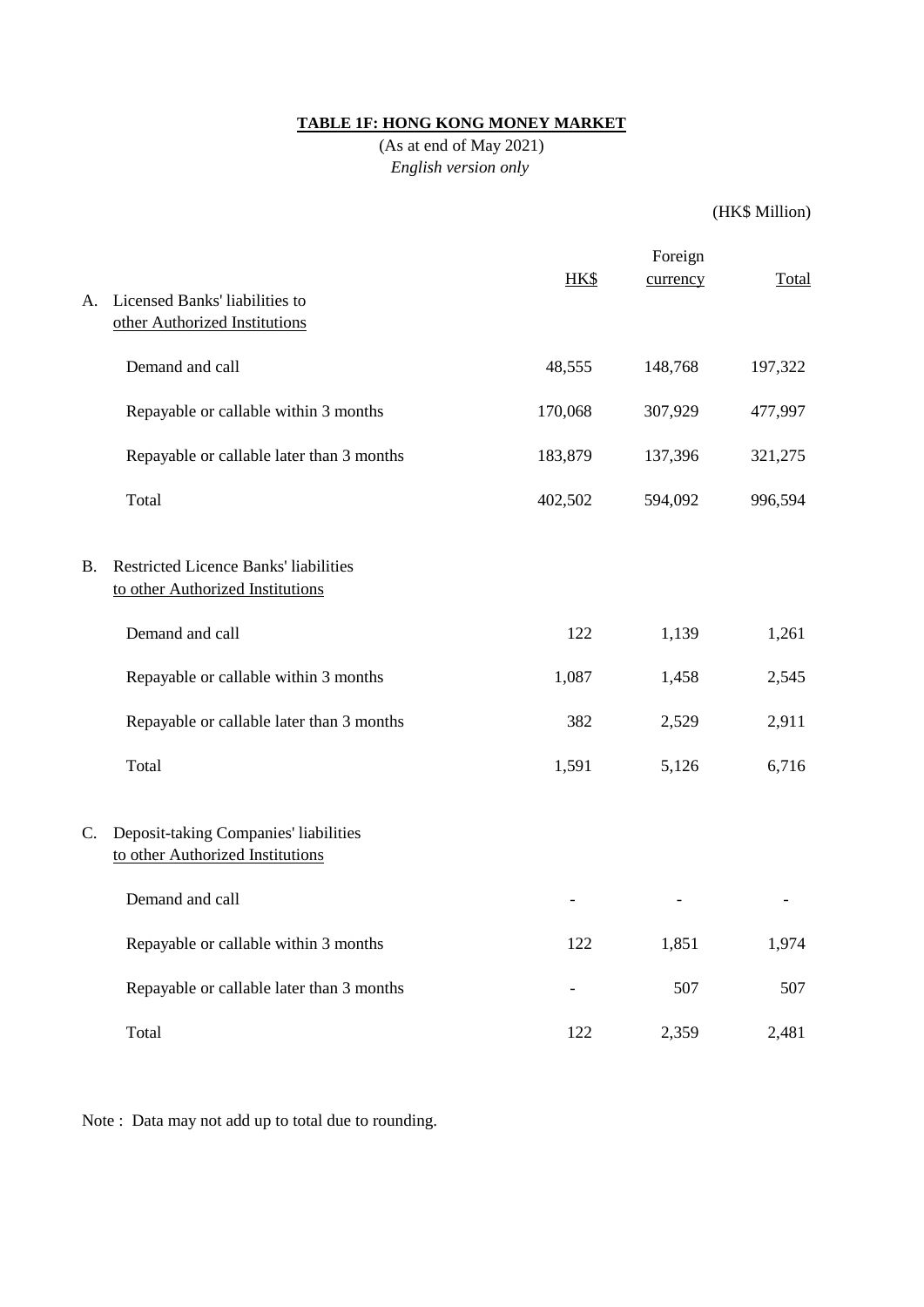**TABLE 1F: HONG KONG MONEY MARKET**

(As at end of May 2021)

*English version only*

(HK$ Million)

| | HK$ | Foreign currency | Total |
|---|---|---|---|
| **A. Licensed Banks' liabilities to other Authorized Institutions** | | | |
| Demand and call | 48,555 | 148,768 | 197,322 |
| Repayable or callable within 3 months | 170,068 | 307,929 | 477,997 |
| Repayable or callable later than 3 months | 183,879 | 137,396 | 321,275 |
| Total | 402,502 | 594,092 | 996,594 |
| **B. Restricted Licence Banks' liabilities to other Authorized Institutions** | | | |
| Demand and call | 122 | 1,139 | 1,261 |
| Repayable or callable within 3 months | 1,087 | 1,458 | 2,545 |
| Repayable or callable later than 3 months | 382 | 2,529 | 2,911 |
| Total | 1,591 | 5,126 | 6,716 |
| **C. Deposit-taking Companies' liabilities to other Authorized Institutions** | | | |
| Demand and call | - | - | - |
| Repayable or callable within 3 months | 122 | 1,851 | 1,974 |
| Repayable or callable later than 3 months | - | 507 | 507 |
| Total | 122 | 2,359 | 2,481 |

Note : Data may not add up to total due to rounding.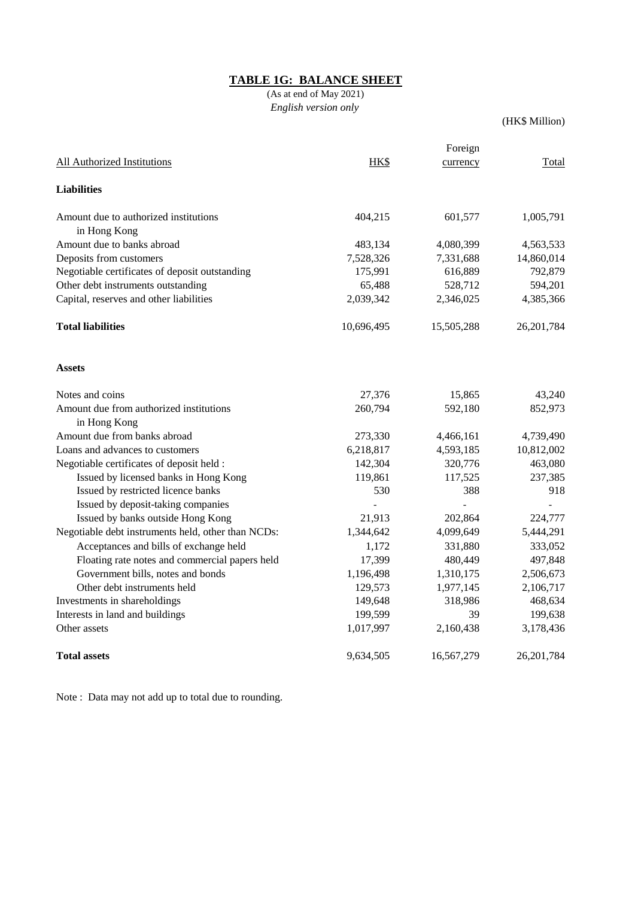# TABLE 1G: BALANCE SHEET

(As at end of May 2021)

*English version only*

(HK$ Million)

| All Authorized Institutions | HK$ | Foreign currency | Total |
|---|---|---|---|
| **Liabilities** | | | |
| Amount due to authorized institutions in Hong Kong | 404,215 | 601,577 | 1,005,791 |
| Amount due to banks abroad | 483,134 | 4,080,399 | 4,563,533 |
| Deposits from customers | 7,528,326 | 7,331,688 | 14,860,014 |
| Negotiable certificates of deposit outstanding | 175,991 | 616,889 | 792,879 |
| Other debt instruments outstanding | 65,488 | 528,712 | 594,201 |
| Capital, reserves and other liabilities | 2,039,342 | 2,346,025 | 4,385,366 |
| **Total liabilities** | 10,696,495 | 15,505,288 | 26,201,784 |
| **Assets** | | | |
| Notes and coins | 27,376 | 15,865 | 43,240 |
| Amount due from authorized institutions in Hong Kong | 260,794 | 592,180 | 852,973 |
| Amount due from banks abroad | 273,330 | 4,466,161 | 4,739,490 |
| Loans and advances to customers | 6,218,817 | 4,593,185 | 10,812,002 |
| Negotiable certificates of deposit held : | 142,304 | 320,776 | 463,080 |
| Issued by licensed banks in Hong Kong | 119,861 | 117,525 | 237,385 |
| Issued by restricted licence banks | 530 | 388 | 918 |
| Issued by deposit-taking companies | - | - | - |
| Issued by banks outside Hong Kong | 21,913 | 202,864 | 224,777 |
| Negotiable debt instruments held, other than NCDs: | 1,344,642 | 4,099,649 | 5,444,291 |
| Acceptances and bills of exchange held | 1,172 | 331,880 | 333,052 |
| Floating rate notes and commercial papers held | 17,399 | 480,449 | 497,848 |
| Government bills, notes and bonds | 1,196,498 | 1,310,175 | 2,506,673 |
| Other debt instruments held | 129,573 | 1,977,145 | 2,106,717 |
| Investments in shareholdings | 149,648 | 318,986 | 468,634 |
| Interests in land and buildings | 199,599 | 39 | 199,638 |
| Other assets | 1,017,997 | 2,160,438 | 3,178,436 |
| **Total assets** | 9,634,505 | 16,567,279 | 26,201,784 |

Note : Data may not add up to total due to rounding.